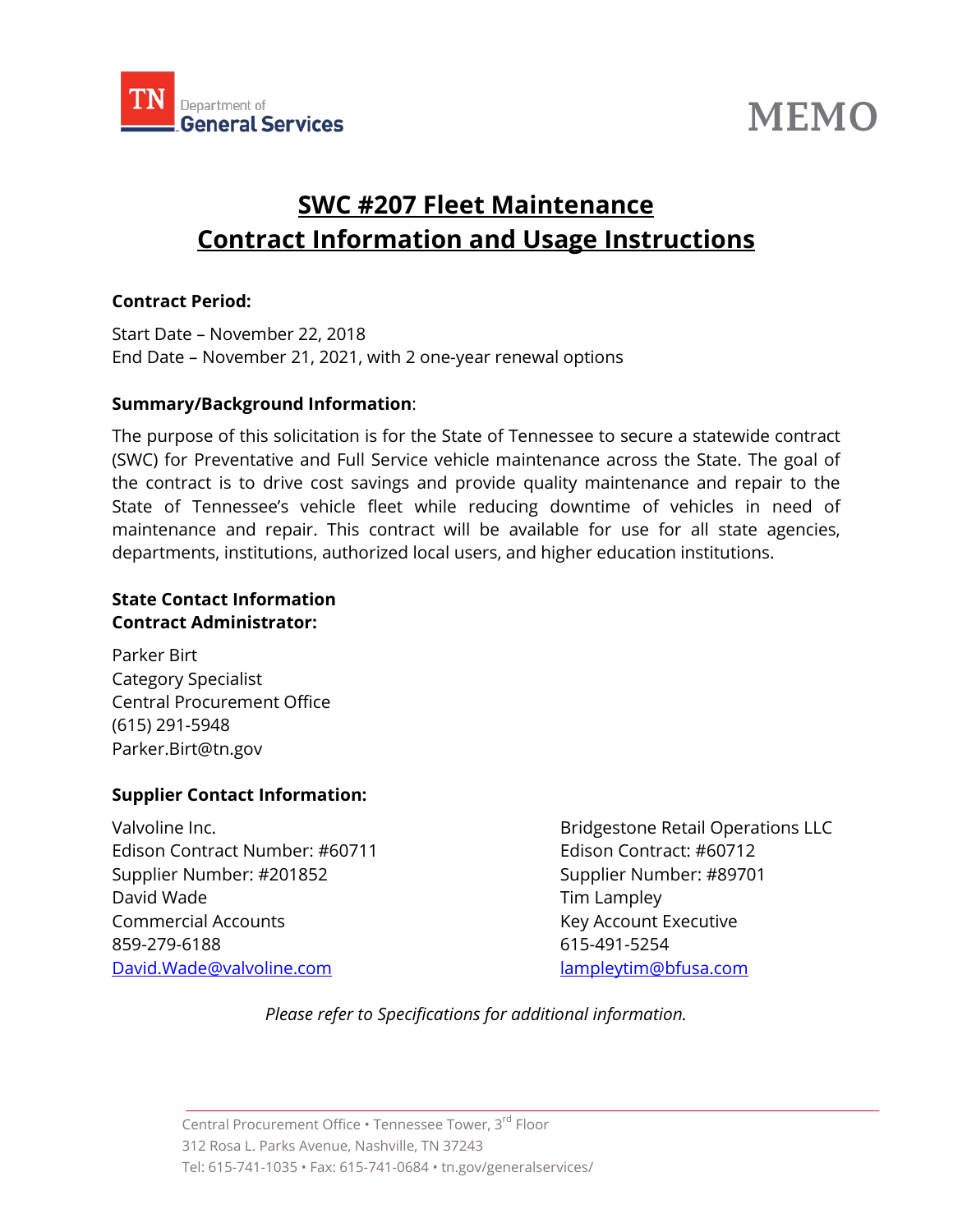TN Department of General Services

# MEMO

## SWC #207 Fleet Maintenance
## Contract Information and Usage Instructions

**Contract Period:**

Start Date – November 22, 2018
End Date – November 21, 2021, with 2 one-year renewal options

**Summary/Background Information**:

The purpose of this solicitation is for the State of Tennessee to secure a statewide contract (SWC) for Preventative and Full Service vehicle maintenance across the State. The goal of the contract is to drive cost savings and provide quality maintenance and repair to the State of Tennessee's vehicle fleet while reducing downtime of vehicles in need of maintenance and repair. This contract will be available for use for all state agencies, departments, institutions, authorized local users, and higher education institutions.

**State Contact Information**
**Contract Administrator:**

Parker Birt
Category Specialist
Central Procurement Office
(615) 291-5948
Parker.Birt@tn.gov

**Supplier Contact Information:**

Valvoline Inc.
Edison Contract Number: #60711
Supplier Number: #201852
David Wade
Commercial Accounts
859-279-6188
David.Wade@valvoline.com

Bridgestone Retail Operations LLC
Edison Contract: #60712
Supplier Number: #89701
Tim Lampley
Key Account Executive
615-491-5254
lampleytim@bfusa.com

*Please refer to Specifications for additional information.*

Central Procurement Office • Tennessee Tower, 3rd Floor
312 Rosa L. Parks Avenue, Nashville, TN 37243
Tel: 615-741-1035 • Fax: 615-741-0684 • tn.gov/generalservices/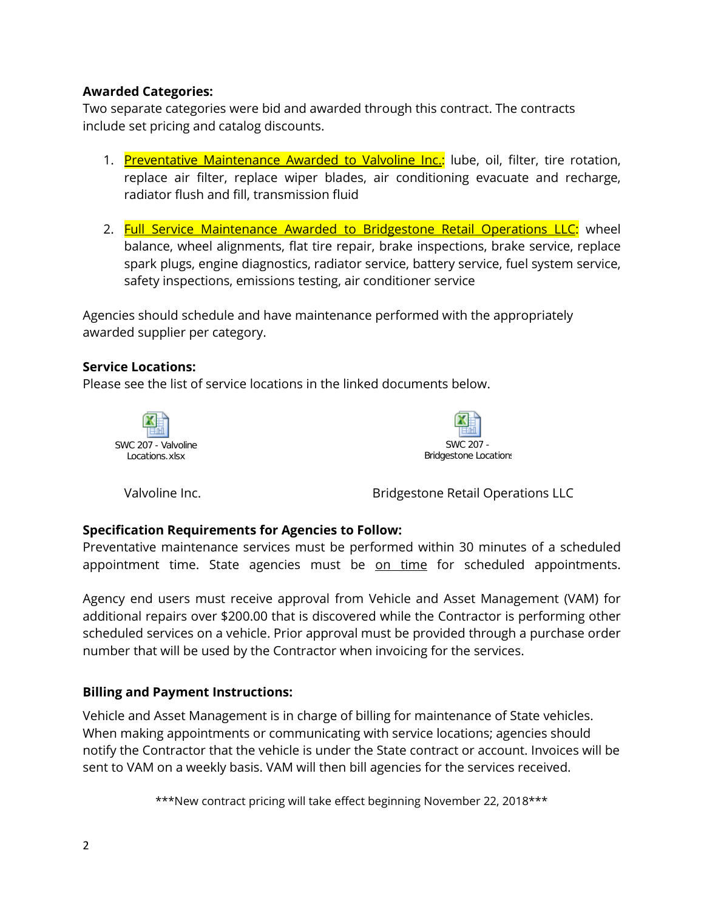**Awarded Categories:**

Two separate categories were bid and awarded through this contract. The contracts include set pricing and catalog discounts.

1. Preventative Maintenance Awarded to Valvoline Inc.: lube, oil, filter, tire rotation, replace air filter, replace wiper blades, air conditioning evacuate and recharge, radiator flush and fill, transmission fluid

2. Full Service Maintenance Awarded to Bridgestone Retail Operations LLC: wheel balance, wheel alignments, flat tire repair, brake inspections, brake service, replace spark plugs, engine diagnostics, radiator service, battery service, fuel system service, safety inspections, emissions testing, air conditioner service

Agencies should schedule and have maintenance performed with the appropriately awarded supplier per category.

**Service Locations:**

Please see the list of service locations in the linked documents below.

SWC 207 - Valvoline Locations.xlsx

Valvoline Inc.

SWC 207 - Bridgestone Locations

Bridgestone Retail Operations LLC

**Specification Requirements for Agencies to Follow:**

Preventative maintenance services must be performed within 30 minutes of a scheduled appointment time. State agencies must be on time for scheduled appointments.

Agency end users must receive approval from Vehicle and Asset Management (VAM) for additional repairs over $200.00 that is discovered while the Contractor is performing other scheduled services on a vehicle. Prior approval must be provided through a purchase order number that will be used by the Contractor when invoicing for the services.

**Billing and Payment Instructions:**

Vehicle and Asset Management is in charge of billing for maintenance of State vehicles. When making appointments or communicating with service locations; agencies should notify the Contractor that the vehicle is under the State contract or account. Invoices will be sent to VAM on a weekly basis. VAM will then bill agencies for the services received.

***New contract pricing will take effect beginning November 22, 2018***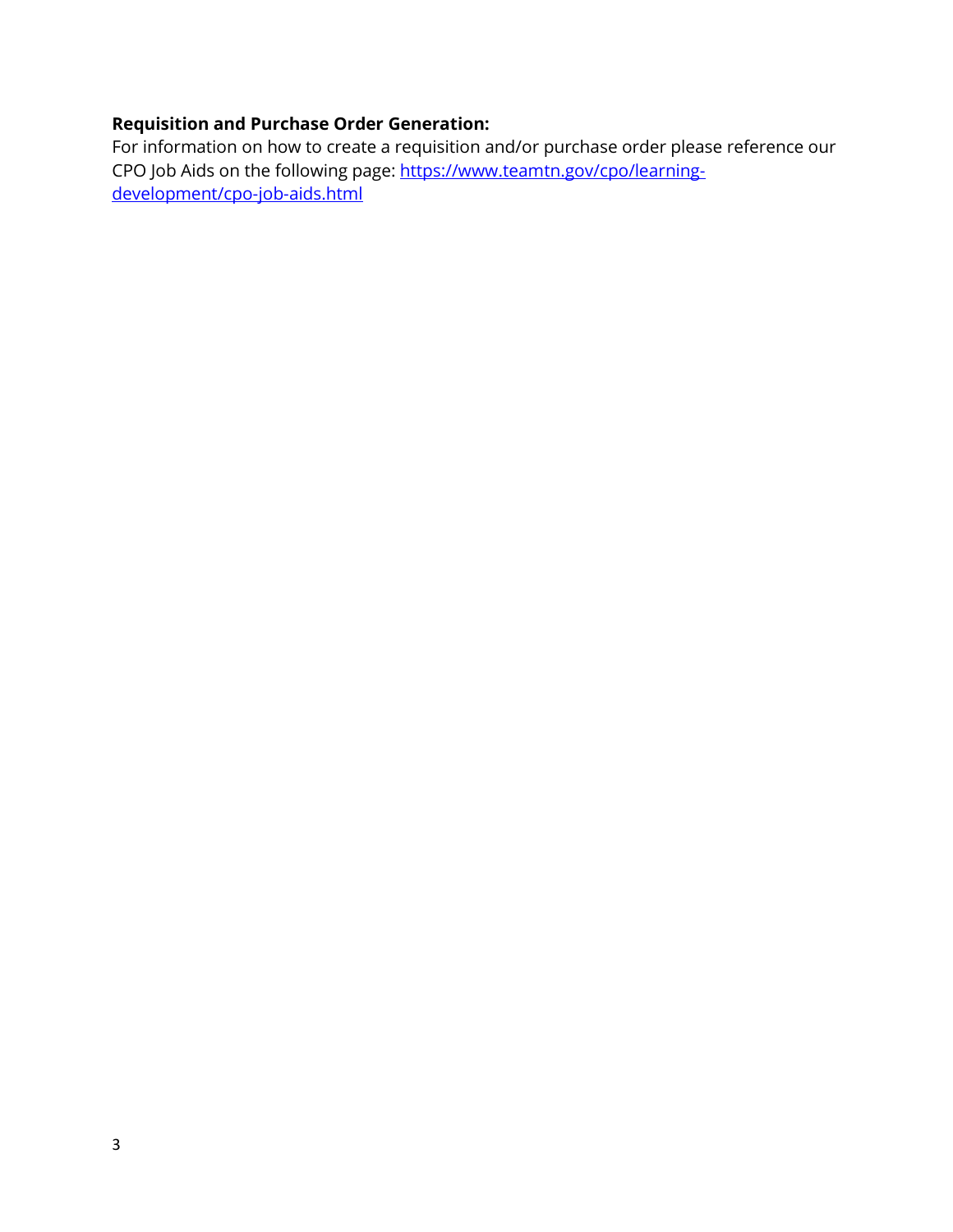**Requisition and Purchase Order Generation:**
For information on how to create a requisition and/or purchase order please reference our CPO Job Aids on the following page: [https://www.teamtn.gov/cpo/learning-development/cpo-job-aids.html](https://www.teamtn.gov/cpo/learning-development/cpo-job-aids.html)